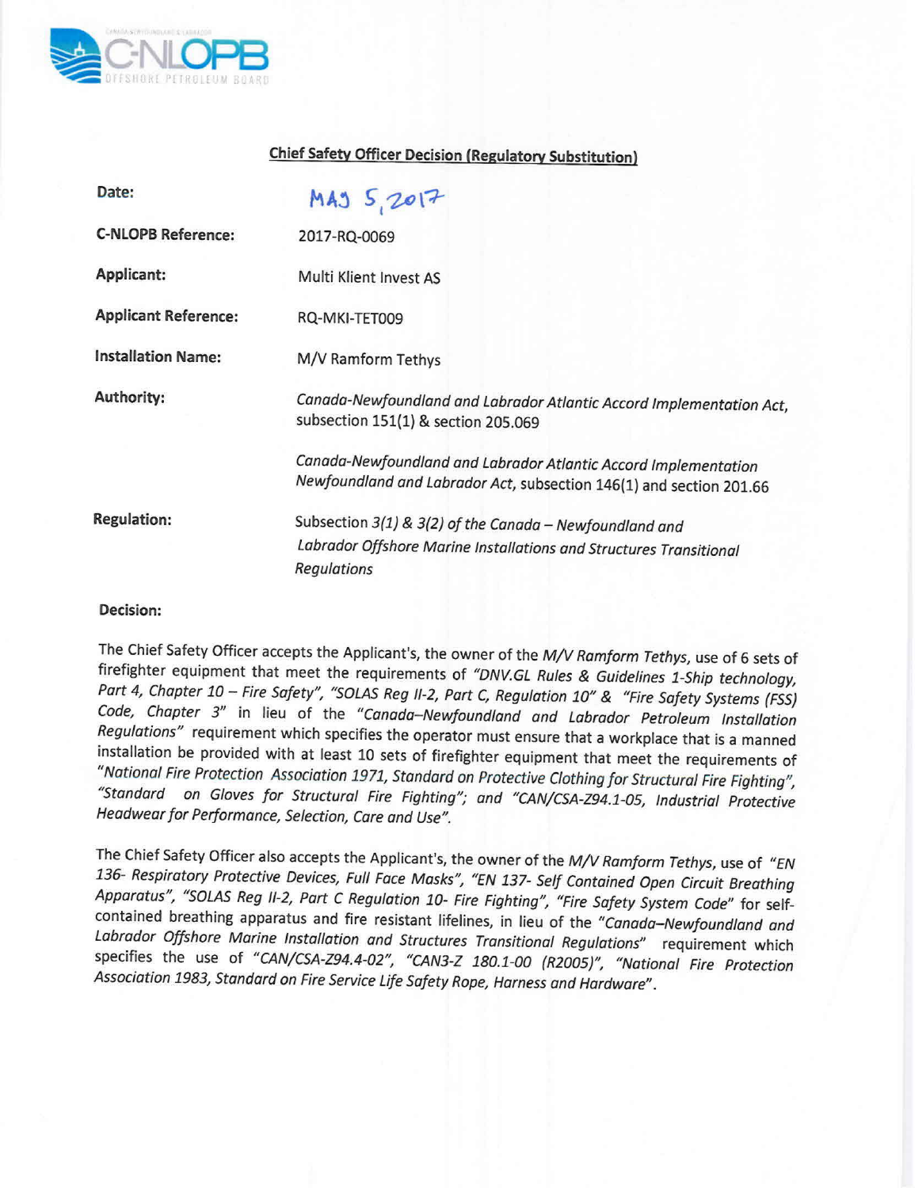## Chief Safety Officer Decision (Regulatory Substitution)

| | |
|---|---|
| **Date:** | MAY 5, 2017 |
| **C-NLOPB Reference:** | 2017-RQ-0069 |
| **Applicant:** | Multi Klient Invest AS |
| **Applicant Reference:** | RQ-MKI-TET009 |
| **Installation Name:** | M/V Ramform Tethys |
| **Authority:** | *Canada-Newfoundland and Labrador Atlantic Accord Implementation Act*, subsection 151(1) & section 205.069<br><br>*Canada-Newfoundland and Labrador Atlantic Accord Implementation Newfoundland and Labrador Act*, subsection 146(1) and section 201.66 |
| **Regulation:** | Subsection *3(1) & 3(2) of the Canada – Newfoundland and Labrador Offshore Marine Installations and Structures Transitional Regulations* |

**Decision:**

The Chief Safety Officer accepts the Applicant's, the owner of the *M/V Ramform Tethys*, use of 6 sets of firefighter equipment that meet the requirements of *"DNV.GL Rules & Guidelines 1-Ship technology, Part 4, Chapter 10 – Fire Safety"*, *"SOLAS Reg II-2, Part C, Regulation 10"* & *"Fire Safety Systems (FSS) Code, Chapter 3"* in lieu of the *"Canada–Newfoundland and Labrador Petroleum Installation Regulations"* requirement which specifies the operator must ensure that a workplace that is a manned installation be provided with at least 10 sets of firefighter equipment that meet the requirements of *"National Fire Protection Association 1971, Standard on Protective Clothing for Structural Fire Fighting"*, *"Standard on Gloves for Structural Fire Fighting"; and "CAN/CSA-Z94.1-05, Industrial Protective Headwear for Performance, Selection, Care and Use"*.

The Chief Safety Officer also accepts the Applicant's, the owner of the *M/V Ramform Tethys*, use of *"EN 136- Respiratory Protective Devices, Full Face Masks"*, *"EN 137- Self Contained Open Circuit Breathing Apparatus"*, *"SOLAS Reg II-2, Part C Regulation 10- Fire Fighting"*, *"Fire Safety System Code"* for self-contained breathing apparatus and fire resistant lifelines, in lieu of the *"Canada–Newfoundland and Labrador Offshore Marine Installation and Structures Transitional Regulations"* requirement which specifies the use of *"CAN/CSA-Z94.4-02"*, *"CAN3-Z 180.1-00 (R2005)"*, *"National Fire Protection Association 1983, Standard on Fire Service Life Safety Rope, Harness and Hardware"*.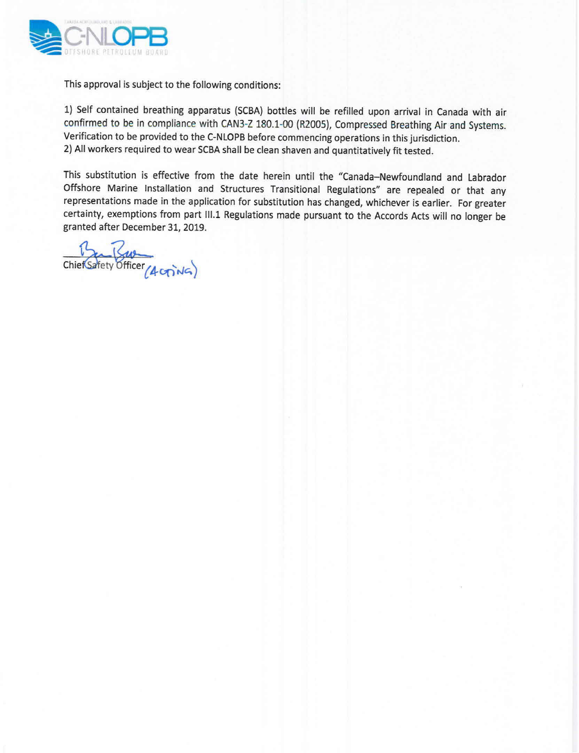This approval is subject to the following conditions:

1) Self contained breathing apparatus (SCBA) bottles will be refilled upon arrival in Canada with air confirmed to be in compliance with CAN3-Z 180.1-00 (R2005), Compressed Breathing Air and Systems. Verification to be provided to the C-NLOPB before commencing operations in this jurisdiction.
2) All workers required to wear SCBA shall be clean shaven and quantitatively fit tested.

This substitution is effective from the date herein until the "Canada–Newfoundland and Labrador Offshore Marine Installation and Structures Transitional Regulations" are repealed or that any representations made in the application for substitution has changed, whichever is earlier. For greater certainty, exemptions from part III.1 Regulations made pursuant to the Accords Acts will no longer be granted after December 31, 2019.

Chief Safety Officer (ACTING)